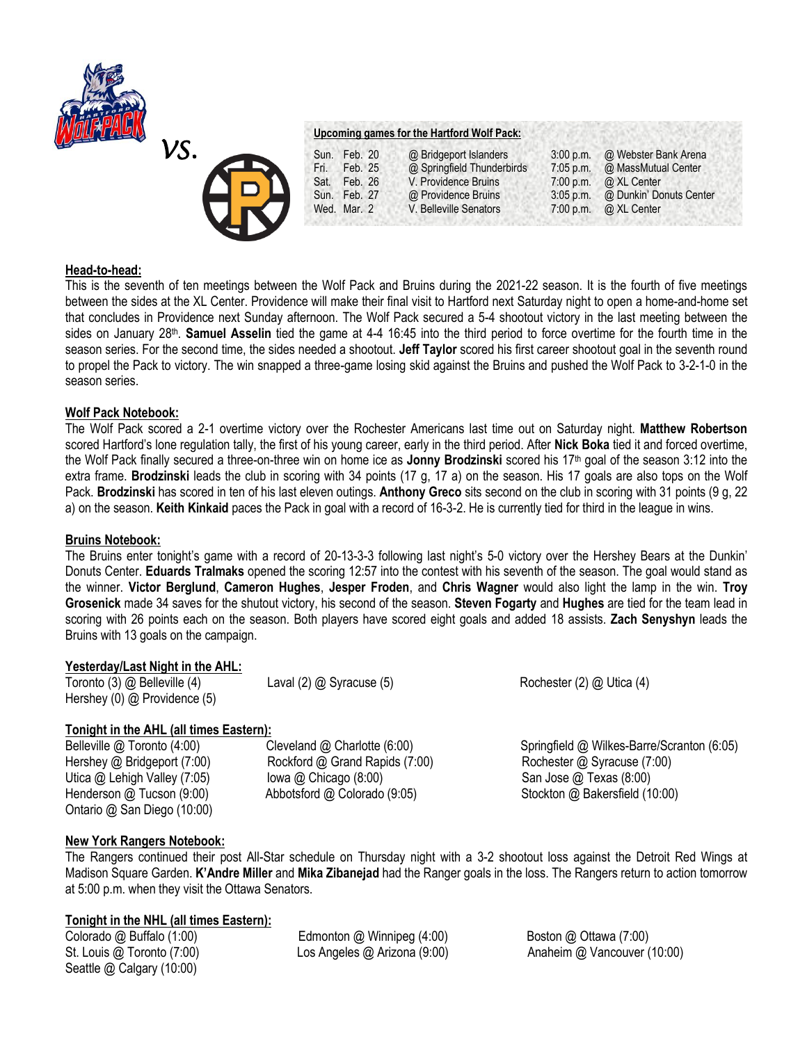vs.

**Upcoming games for the Hartford Wolf Pack:**

| | | | | |
|---|---|---|---|---|
| Sun. | Feb. 20 | @ Bridgeport Islanders | 3:00 p.m. | @ Webster Bank Arena |
| Fri. | Feb. 25 | @ Springfield Thunderbirds | 7:05 p.m. | @ MassMutual Center |
| Sat. | Feb. 26 | V. Providence Bruins | 7:00 p.m. | @ XL Center |
| Sun. | Feb. 27 | @ Providence Bruins | 3:05 p.m. | @ Dunkin' Donuts Center |
| Wed. | Mar. 2 | V. Belleville Senators | 7:00 p.m. | @ XL Center |

**Head-to-head:**

This is the seventh of ten meetings between the Wolf Pack and Bruins during the 2021-22 season. It is the fourth of five meetings between the sides at the XL Center. Providence will make their final visit to Hartford next Saturday night to open a home-and-home set that concludes in Providence next Sunday afternoon. The Wolf Pack secured a 5-4 shootout victory in the last meeting between the sides on January 28th. **Samuel Asselin** tied the game at 4-4 16:45 into the third period to force overtime for the fourth time in the season series. For the second time, the sides needed a shootout. **Jeff Taylor** scored his first career shootout goal in the seventh round to propel the Pack to victory. The win snapped a three-game losing skid against the Bruins and pushed the Wolf Pack to 3-2-1-0 in the season series.

**Wolf Pack Notebook:**

The Wolf Pack scored a 2-1 overtime victory over the Rochester Americans last time out on Saturday night. **Matthew Robertson** scored Hartford's lone regulation tally, the first of his young career, early in the third period. After **Nick Boka** tied it and forced overtime, the Wolf Pack finally secured a three-on-three win on home ice as **Jonny Brodzinski** scored his 17th goal of the season 3:12 into the extra frame. **Brodzinski** leads the club in scoring with 34 points (17 g, 17 a) on the season. His 17 goals are also tops on the Wolf Pack. **Brodzinski** has scored in ten of his last eleven outings. **Anthony Greco** sits second on the club in scoring with 31 points (9 g, 22 a) on the season. **Keith Kinkaid** paces the Pack in goal with a record of 16-3-2. He is currently tied for third in the league in wins.

**Bruins Notebook:**

The Bruins enter tonight's game with a record of 20-13-3-3 following last night's 5-0 victory over the Hershey Bears at the Dunkin' Donuts Center. **Eduards Tralmaks** opened the scoring 12:57 into the contest with his seventh of the season. The goal would stand as the winner. **Victor Berglund**, **Cameron Hughes**, **Jesper Froden**, and **Chris Wagner** would also light the lamp in the win. **Troy Grosenick** made 34 saves for the shutout victory, his second of the season. **Steven Fogarty** and **Hughes** are tied for the team lead in scoring with 26 points each on the season. Both players have scored eight goals and added 18 assists. **Zach Senyshyn** leads the Bruins with 13 goals on the campaign.

**Yesterday/Last Night in the AHL:**

Toronto (3) @ Belleville (4)
Laval (2) @ Syracuse (5)
Rochester (2) @ Utica (4)
Hershey (0) @ Providence (5)

**Tonight in the AHL (all times Eastern):**

Belleville @ Toronto (4:00)
Cleveland @ Charlotte (6:00)
Springfield @ Wilkes-Barre/Scranton (6:05)
Hershey @ Bridgeport (7:00)
Rockford @ Grand Rapids (7:00)
Rochester @ Syracuse (7:00)
Utica @ Lehigh Valley (7:05)
Iowa @ Chicago (8:00)
San Jose @ Texas (8:00)
Henderson @ Tucson (9:00)
Abbotsford @ Colorado (9:05)
Stockton @ Bakersfield (10:00)
Ontario @ San Diego (10:00)

**New York Rangers Notebook:**

The Rangers continued their post All-Star schedule on Thursday night with a 3-2 shootout loss against the Detroit Red Wings at Madison Square Garden. **K'Andre Miller** and **Mika Zibanejad** had the Ranger goals in the loss. The Rangers return to action tomorrow at 5:00 p.m. when they visit the Ottawa Senators.

**Tonight in the NHL (all times Eastern):**

Colorado @ Buffalo (1:00)
Edmonton @ Winnipeg (4:00)
Boston @ Ottawa (7:00)
St. Louis @ Toronto (7:00)
Los Angeles @ Arizona (9:00)
Anaheim @ Vancouver (10:00)
Seattle @ Calgary (10:00)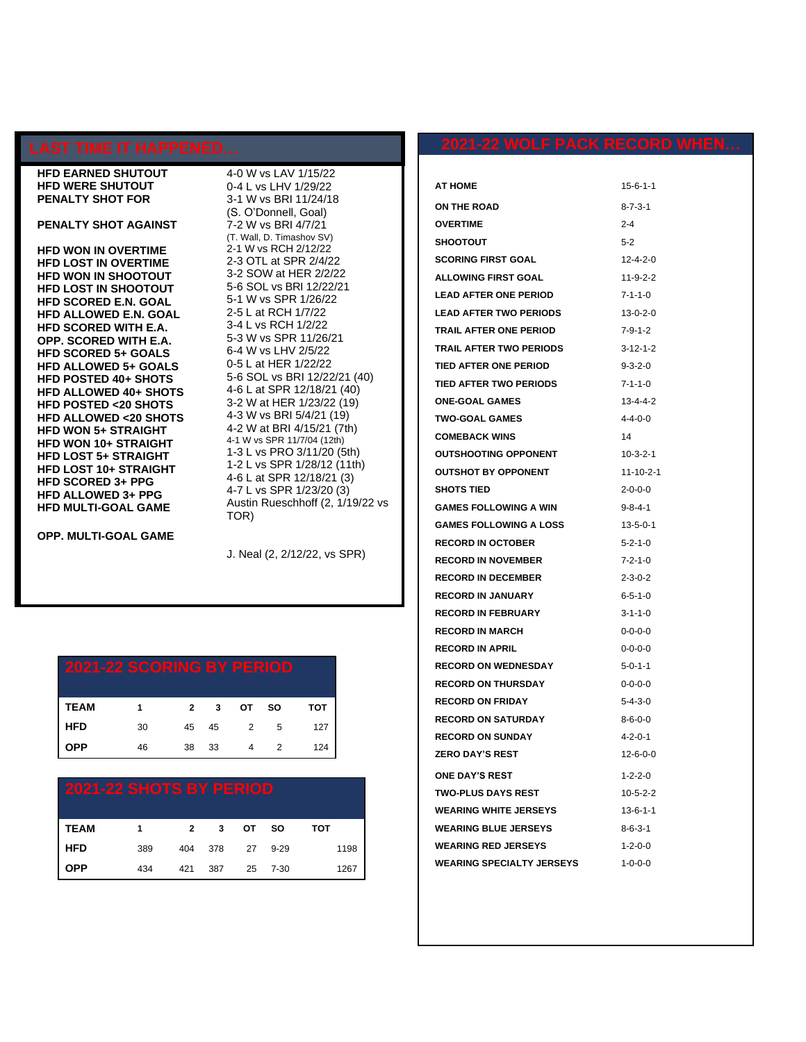## LAST TIME IT HAPPENED…

| | |
|---|---|
| **HFD EARNED SHUTOUT** | 4-0 W vs LAV 1/15/22 |
| **HFD WERE SHUTOUT** | 0-4 L vs LHV 1/29/22 |
| **PENALTY SHOT FOR** | 3-1 W vs BRI 11/24/18 (S. O'Donnell, Goal) |
| **PENALTY SHOT AGAINST** | 7-2 W vs BRI 4/7/21 (T. Wall, D. Timashov SV) |
| **HFD WON IN OVERTIME** | 2-1 W vs RCH 2/12/22 |
| **HFD LOST IN OVERTIME** | 2-3 OTL at SPR 2/4/22 |
| **HFD WON IN SHOOTOUT** | 3-2 SOW at HER 2/2/22 |
| **HFD LOST IN SHOOTOUT** | 5-6 SOL vs BRI 12/22/21 |
| **HFD SCORED E.N. GOAL** | 5-1 W vs SPR 1/26/22 |
| **HFD ALLOWED E.N. GOAL** | 2-5 L at RCH 1/7/22 |
| **HFD SCORED WITH E.A.** | 3-4 L vs RCH 1/2/22 |
| **OPP. SCORED WITH E.A.** | 5-3 W vs SPR 11/26/21 |
| **HFD SCORED 5+ GOALS** | 6-4 W vs LHV 2/5/22 |
| **HFD ALLOWED 5+ GOALS** | 0-5 L at HER 1/22/22 |
| **HFD POSTED 40+ SHOTS** | 5-6 SOL vs BRI 12/22/21 (40) |
| **HFD ALLOWED 40+ SHOTS** | 4-6 L at SPR 12/18/21 (40) |
| **HFD POSTED <20 SHOTS** | 3-2 W at HER 1/23/22 (19) |
| **HFD ALLOWED <20 SHOTS** | 4-3 W vs BRI 5/4/21 (19) |
| **HFD WON 5+ STRAIGHT** | 4-2 W at BRI 4/15/21 (7th) |
| **HFD WON 10+ STRAIGHT** | 4-1 W vs SPR 11/7/04 (12th) |
| **HFD LOST 5+ STRAIGHT** | 1-3 L vs PRO 3/11/20 (5th) |
| **HFD LOST 10+ STRAIGHT** | 1-2 L vs SPR 1/28/12 (11th) |
| **HFD SCORED 3+ PPG** | 4-6 L at SPR 12/18/21 (3) |
| **HFD ALLOWED 3+ PPG** | 4-7 L vs SPR 1/23/20 (3) |
| **HFD MULTI-GOAL GAME** | Austin Rueschhoff (2, 1/19/22 vs TOR) |
| **OPP. MULTI-GOAL GAME** | J. Neal (2, 2/12/22, vs SPR) |

## 2021-22 SCORING BY PERIOD

| TEAM | 1 | 2 | 3 | OT | SO | TOT |
|---|---|---|---|---|---|---|
| HFD | 30 | 45 | 45 | 2 | 5 | 127 |
| OPP | 46 | 38 | 33 | 4 | 2 | 124 |

## 2021-22 SHOTS BY PERIOD

| TEAM | 1 | 2 | 3 | OT | SO | TOT |
|---|---|---|---|---|---|---|
| HFD | 389 | 404 | 378 | 27 | 9-29 | 1198 |
| OPP | 434 | 421 | 387 | 25 | 7-30 | 1267 |

## 2021-22 WOLF PACK RECORD WHEN…

| | |
|---|---|
| **AT HOME** | 15-6-1-1 |
| **ON THE ROAD** | 8-7-3-1 |
| **OVERTIME** | 2-4 |
| **SHOOTOUT** | 5-2 |
| **SCORING FIRST GOAL** | 12-4-2-0 |
| **ALLOWING FIRST GOAL** | 11-9-2-2 |
| **LEAD AFTER ONE PERIOD** | 7-1-1-0 |
| **LEAD AFTER TWO PERIODS** | 13-0-2-0 |
| **TRAIL AFTER ONE PERIOD** | 7-9-1-2 |
| **TRAIL AFTER TWO PERIODS** | 3-12-1-2 |
| **TIED AFTER ONE PERIOD** | 9-3-2-0 |
| **TIED AFTER TWO PERIODS** | 7-1-1-0 |
| **ONE-GOAL GAMES** | 13-4-4-2 |
| **TWO-GOAL GAMES** | 4-4-0-0 |
| **COMEBACK WINS** | 14 |
| **OUTSHOOTING OPPONENT** | 10-3-2-1 |
| **OUTSHOT BY OPPONENT** | 11-10-2-1 |
| **SHOTS TIED** | 2-0-0-0 |
| **GAMES FOLLOWING A WIN** | 9-8-4-1 |
| **GAMES FOLLOWING A LOSS** | 13-5-0-1 |
| **RECORD IN OCTOBER** | 5-2-1-0 |
| **RECORD IN NOVEMBER** | 7-2-1-0 |
| **RECORD IN DECEMBER** | 2-3-0-2 |
| **RECORD IN JANUARY** | 6-5-1-0 |
| **RECORD IN FEBRUARY** | 3-1-1-0 |
| **RECORD IN MARCH** | 0-0-0-0 |
| **RECORD IN APRIL** | 0-0-0-0 |
| **RECORD ON WEDNESDAY** | 5-0-1-1 |
| **RECORD ON THURSDAY** | 0-0-0-0 |
| **RECORD ON FRIDAY** | 5-4-3-0 |
| **RECORD ON SATURDAY** | 8-6-0-0 |
| **RECORD ON SUNDAY** | 4-2-0-1 |
| **ZERO DAY'S REST** | 12-6-0-0 |
| **ONE DAY'S REST** | 1-2-2-0 |
| **TWO-PLUS DAYS REST** | 10-5-2-2 |
| **WEARING WHITE JERSEYS** | 13-6-1-1 |
| **WEARING BLUE JERSEYS** | 8-6-3-1 |
| **WEARING RED JERSEYS** | 1-2-0-0 |
| **WEARING SPECIALTY JERSEYS** | 1-0-0-0 |